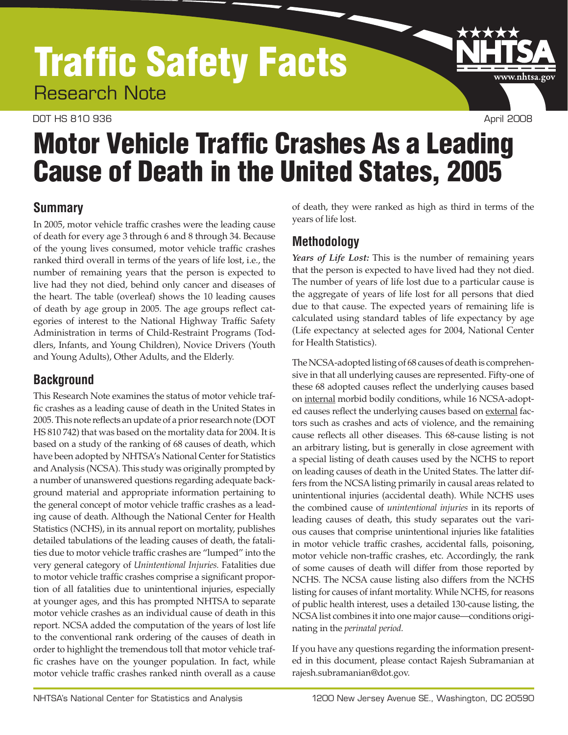# Traffic Safety Facts

Research Note

DOT HS 810 936 April 2008

# Motor Vehicle Traffic Crashes As a Leading Cause of Death in the United States, 2005

## Summary

In 2005, motor vehicle traffic crashes were the leading cause of death for every age 3 through 6 and 8 through 34. Because of the young lives consumed, motor vehicle traffic crashes ranked third overall in terms of the years of life lost, i.e., the number of remaining years that the person is expected to live had they not died, behind only cancer and diseases of the heart. The table (overleaf) shows the 10 leading causes of death by age group in 2005. The age groups reflect categories of interest to the National Highway Traffic Safety Administration in terms of Child-Restraint Programs (Toddlers, Infants, and Young Children), Novice Drivers (Youth and Young Adults), Other Adults, and the Elderly.

## Background

This Research Note examines the status of motor vehicle traffic crashes as a leading cause of death in the United States in 2005. This note reflects an update of a prior research note (DOT HS 810 742) that was based on the mortality data for 2004. It is based on a study of the ranking of 68 causes of death, which have been adopted by NHTSA's National Center for Statistics and Analysis (NCSA). This study was originally prompted by a number of unanswered questions regarding adequate background material and appropriate information pertaining to the general concept of motor vehicle traffic crashes as a leading cause of death. Although the National Center for Health Statistics (NCHS), in its annual report on mortality, publishes detailed tabulations of the leading causes of death, the fatalities due to motor vehicle traffic crashes are "lumped" into the very general category of *Unintentional Injuries.* Fatalities due to motor vehicle traffic crashes comprise a significant proportion of all fatalities due to unintentional injuries, especially at younger ages, and this has prompted NHTSA to separate motor vehicle crashes as an individual cause of death in this report. NCSA added the computation of the years of lost life to the conventional rank ordering of the causes of death in order to highlight the tremendous toll that motor vehicle traffic crashes have on the younger population. In fact, while motor vehicle traffic crashes ranked ninth overall as a cause of death, they were ranked as high as third in terms of the years of life lost.

## Methodology

***Years of Life Lost:*** This is the number of remaining years that the person is expected to have lived had they not died. The number of years of life lost due to a particular cause is the aggregate of years of life lost for all persons that died due to that cause. The expected years of remaining life is calculated using standard tables of life expectancy by age (Life expectancy at selected ages for 2004, National Center for Health Statistics).

The NCSA-adopted listing of 68 causes of death is comprehensive in that all underlying causes are represented. Fifty-one of these 68 adopted causes reflect the underlying causes based on internal morbid bodily conditions, while 16 NCSA-adopted causes reflect the underlying causes based on external factors such as crashes and acts of violence, and the remaining cause reflects all other diseases. This 68-cause listing is not an arbitrary listing, but is generally in close agreement with a special listing of death causes used by the NCHS to report on leading causes of death in the United States. The latter differs from the NCSA listing primarily in causal areas related to unintentional injuries (accidental death). While NCHS uses the combined cause of *unintentional injuries* in its reports of leading causes of death, this study separates out the various causes that comprise unintentional injuries like fatalities in motor vehicle traffic crashes, accidental falls, poisoning, motor vehicle non-traffic crashes, etc. Accordingly, the rank of some causes of death will differ from those reported by NCHS. The NCSA cause listing also differs from the NCHS listing for causes of infant mortality. While NCHS, for reasons of public health interest, uses a detailed 130-cause listing, the NCSA list combines it into one major cause—conditions originating in the *perinatal period.*

If you have any questions regarding the information presented in this document, please contact Rajesh Subramanian at rajesh.subramanian@dot.gov.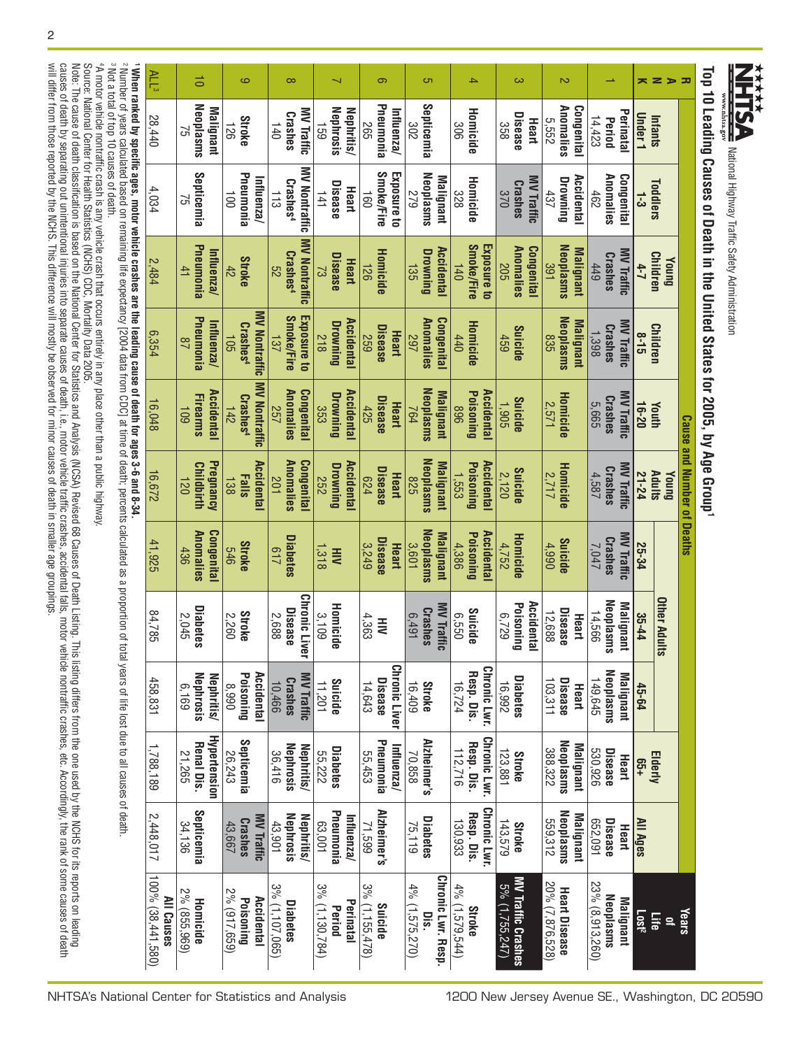# Top 10 Leading Causes of Death in the United States for 2005, by Age Group[1]

| RANK | Infants Under 1 | Toddlers 1-3 | Young Children 4-7 | Children 8-15 | Youth 16-20 | Young Adults 21-24 | Other Adults 25-34 | Other Adults 35-44 | Other Adults 45-64 | Elderly 65+ | All Ages | Years of Life Lost[2] |
|---|---|---|---|---|---|---|---|---|---|---|---|---|
| 1 | Perinatal Period 14,423 | Congenital Anomalies 462 | MV Traffic Crashes 449 | MV Traffic Crashes 1,398 | MV Traffic Crashes 5,665 | MV Traffic Crashes 4,587 | MV Traffic Crashes 7,047 | Malignant Neoplasms 14,566 | Malignant Neoplasms 149,645 | Heart Disease 530,926 | Heart Disease 652,091 | Malignant Neoplasms 23% (8,913,260) |
| 2 | Congenital Anomalies 5,552 | Accidental Drowning 437 | Malignant Neoplasms 391 | Malignant Neoplasms 835 | Homicide 2,571 | Homicide 2,717 | Suicide 4,990 | Heart Disease 12,688 | Heart Disease 103,311 | Malignant Neoplasms 388,322 | Malignant Neoplasms 559,312 | Heart Disease 20% (7,876,528) |
| 3 | Heart Disease 358 | MV Traffic Crashes 370 | Congenital Anomalies 205 | Suicide 459 | Suicide 1,905 | Suicide 2,120 | Homicide 4,752 | Accidental Poisoning 6,729 | Diabetes 16,992 | Stroke 123,881 | Stroke 143,579 | MV Traffic Crashes 5% (1,755,247) |
| 4 | Homicide 306 | Homicide 328 | Exposure to Smoke/Fire 140 | Homicide 440 | Accidental Poisoning 896 | Accidental Poisoning 1,553 | Accidental Poisoning 4,386 | Suicide 6,550 | Chronic Lwr. Resp. Dis. 16,724 | Chronic Lwr. Resp. Dis. 112,716 | Chronic Lwr. Resp. Dis. 130,933 | Stroke 4% (1,579,544) |
| 5 | Septicemia 302 | Malignant Neoplasms 279 | Accidental Drowning 135 | Congenital Anomalies 297 | Malignant Neoplasms 764 | Malignant Neoplasms 825 | Malignant Neoplasms 3,601 | MV Traffic Crashes 6,491 | Stroke 16,409 | Alzheimer's 70,858 | Diabetes 75,119 | Chronic Lwr. Resp. Dis. 4% (1,575,270) |
| 6 | Influenza/ Pneumonia 265 | Exposure to Smoke/Fire 160 | Homicide 126 | Heart Disease 259 | Heart Disease 425 | Heart Disease 624 | Heart Disease 3,249 | HIV 4,363 | Chronic Liver Disease 14,643 | Influenza/ Pneumonia 55,453 | Alzheimer's 71,599 | Suicide 3% (1,155,478) |
| 7 | Nephritis/ Nephrosis 159 | Heart Disease 141 | Heart Disease 73 | Accidental Drowning 218 | Accidental Drowning 353 | Accidental Drowning 252 | HIV 1,318 | Homicide 3,109 | Suicide 11,201 | Diabetes 55,222 | Influenza/ Pneumonia 63,001 | Perinatal Period 3% (1,130,784) |
| 8 | MV Traffic Crashes 140 | MV Nontraffic Crashes[4] 113 | MV Nontraffic Crashes[4] 52 | Exposure to Smoke/Fire 137 | Congenital Anomalies 257 | Congenital Anomalies 201 | Diabetes 617 | Chronic Liver Disease 2,688 | MV Traffic Crashes 10,466 | Nephritis/ Nephrosis 36,416 | Nephritis/ Nephrosis 43,901 | Diabetes 3% (1,107,065) |
| 9 | Stroke 126 | Influenza/ Pneumonia 100 | Stroke 42 | MV Nontraffic Crashes[4] 105 | MV Nontraffic Crashes[4] 142 | Accidental Falls 138 | Stroke 546 | Stroke 2,260 | Accidental Poisoning 8,990 | Septicemia 26,243 | MV Traffic Crashes 43,667 | Accidental Poisoning 2% (917,659) |
| 10 | Malignant Neoplasms 75 | Septicemia 75 | Influenza/ Pneumonia 41 | Influenza/ Pneumonia 87 | Accidental Firearms 109 | Pregnancy Childbirth 120 | Congenital Anomalies 436 | Diabetes 2,045 | Nephritis/ Nephrosis 6,169 | Hypertension Renal Dis. 21,265 | Septicemia 34,136 | Homicide 2% (855,969) |
| ALL[3] | 28,440 | 4,034 | 2,484 | 6,354 | 16,048 | 16,672 | 41,925 | 84,785 | 458,831 | 1,788,189 | 2,448,017 | All Causes 100% (38,441,580) |

[1] **When ranked by specific ages, motor vehicle crashes are the leading cause of death for ages 3-6 and 8-34.**
[2] Number of years calculated based on remaining life expectancy [2004 data from CDC] at time of death; percents calculated as a proportion of total years of life lost due to all causes of death.
[3] Not a total of top 10 causes of death.
[4] A motor vehicle nontraffic crash is any vehicle crash that occurs entirely in any place other than a public highway.

Source: National Center for Health Statistics (NCHS), CDC, Mortality Data 2005.

Note: The cause of death classification is based on the National Center for Statistics and Analysis (NCSA) Revised 68 Causes of Death Listing. This listing differs from the one used by the NCHS for its reports on leading causes of death by separating out unintentional injuries into separate causes of death, i.e., motor vehicle traffic crashes, accidental falls, motor vehicle nontraffic crashes, etc. Accordingly, the rank of some causes of death will differ from those reported by the NCHS. This difference will mostly be observed for minor causes of death in smaller age groupings.